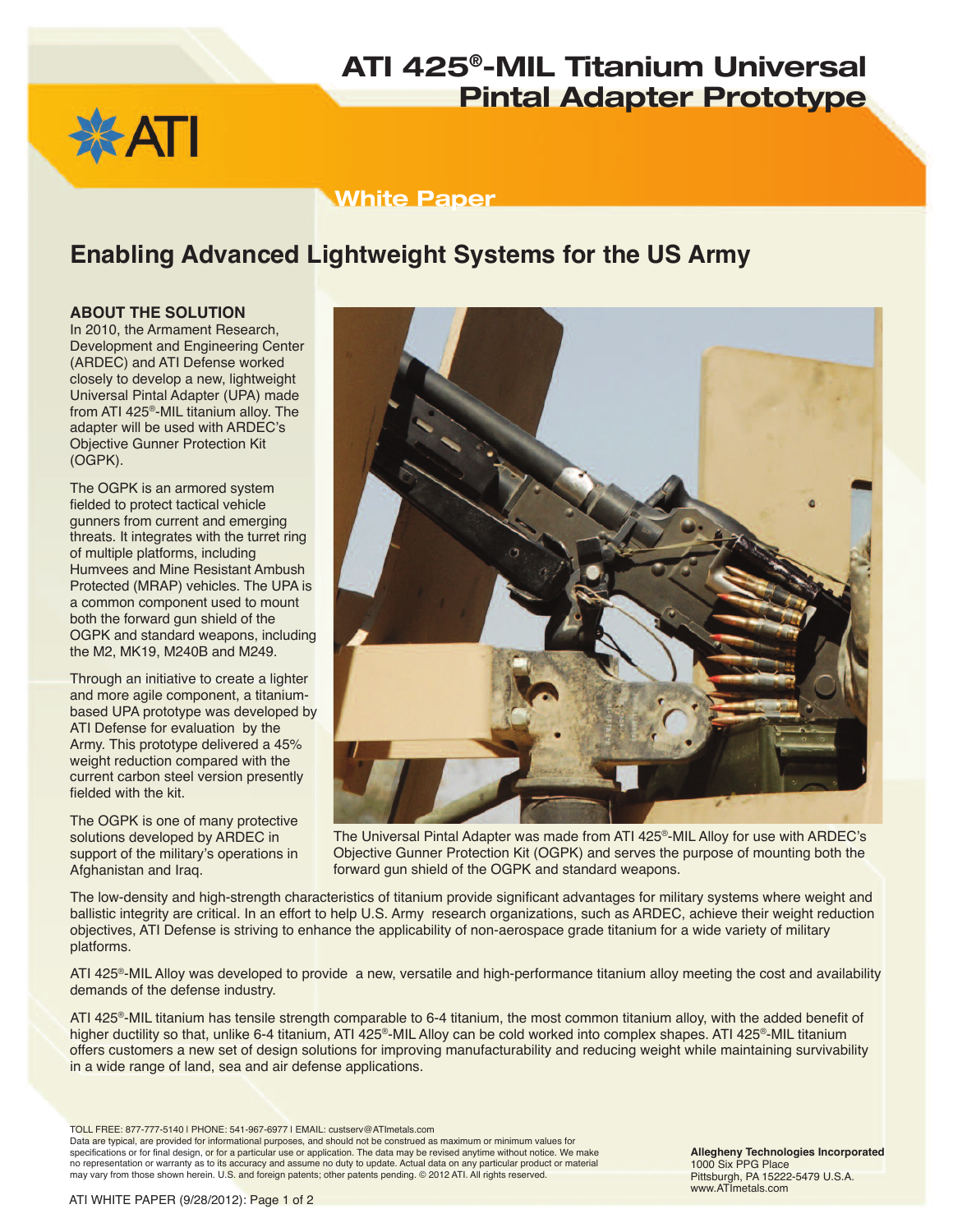# ATI 425®-MIL Titanium Universal Pintal Adapter Prototype

White Paper

## Enabling Advanced Lightweight Systems for the US Army

**ABOUT THE SOLUTION**

In 2010, the Armament Research, Development and Engineering Center (ARDEC) and ATI Defense worked closely to develop a new, lightweight Universal Pintal Adapter (UPA) made from ATI 425®-MIL titanium alloy. The adapter will be used with ARDEC's Objective Gunner Protection Kit (OGPK).

The OGPK is an armored system fielded to protect tactical vehicle gunners from current and emerging threats. It integrates with the turret ring of multiple platforms, including Humvees and Mine Resistant Ambush Protected (MRAP) vehicles. The UPA is a common component used to mount both the forward gun shield of the OGPK and standard weapons, including the M2, MK19, M240B and M249.

Through an initiative to create a lighter and more agile component, a titanium-based UPA prototype was developed by ATI Defense for evaluation by the Army. This prototype delivered a 45% weight reduction compared with the current carbon steel version presently fielded with the kit.

The OGPK is one of many protective solutions developed by ARDEC in support of the military's operations in Afghanistan and Iraq.

The Universal Pintal Adapter was made from ATI 425®-MIL Alloy for use with ARDEC's Objective Gunner Protection Kit (OGPK) and serves the purpose of mounting both the forward gun shield of the OGPK and standard weapons.

The low-density and high-strength characteristics of titanium provide significant advantages for military systems where weight and ballistic integrity are critical. In an effort to help U.S. Army research organizations, such as ARDEC, achieve their weight reduction objectives, ATI Defense is striving to enhance the applicability of non-aerospace grade titanium for a wide variety of military platforms.

ATI 425®-MIL Alloy was developed to provide a new, versatile and high-performance titanium alloy meeting the cost and availability demands of the defense industry.

ATI 425®-MIL titanium has tensile strength comparable to 6-4 titanium, the most common titanium alloy, with the added benefit of higher ductility so that, unlike 6-4 titanium, ATI 425®-MIL Alloy can be cold worked into complex shapes. ATI 425®-MIL titanium offers customers a new set of design solutions for improving manufacturability and reducing weight while maintaining survivability in a wide range of land, sea and air defense applications.

TOLL FREE: 877-777-5140 | PHONE: 541-967-6977 | EMAIL: custserv@ATImetals.com
Data are typical, are provided for informational purposes, and should not be construed as maximum or minimum values for specifications or for final design, or for a particular use or application. The data may be revised anytime without notice. We make no representation or warranty as to its accuracy and assume no duty to update. Actual data on any particular product or material may vary from those shown herein. U.S. and foreign patents; other patents pending. © 2012 ATI. All rights reserved.

**Allegheny Technologies Incorporated**
1000 Six PPG Place
Pittsburgh, PA 15222-5479 U.S.A.
www.ATImetals.com

ATI WHITE PAPER (9/28/2012)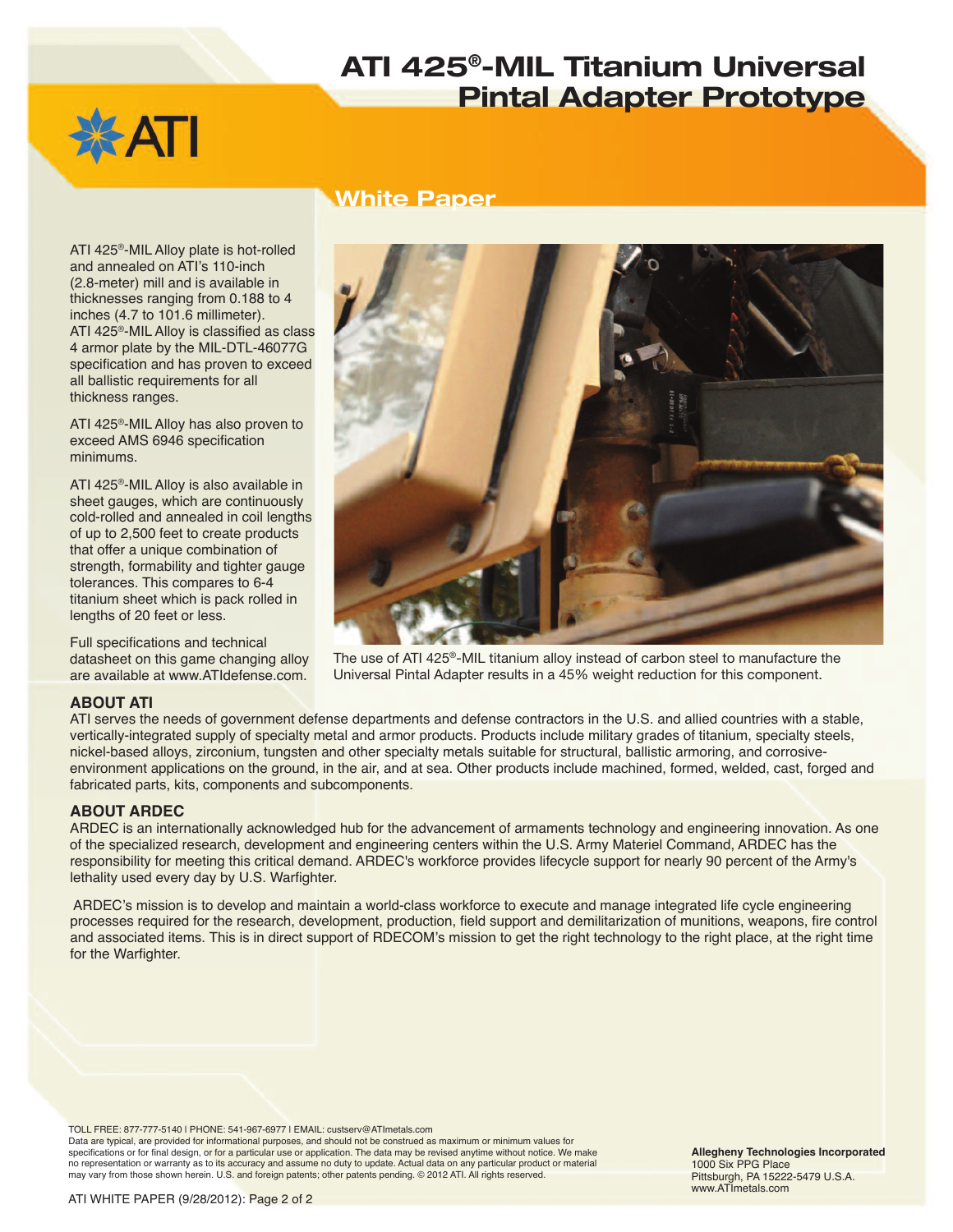# ATI 425®-MIL Titanium Universal Pintal Adapter Prototype

## White Paper

ATI 425®-MIL Alloy plate is hot-rolled and annealed on ATI's 110-inch (2.8-meter) mill and is available in thicknesses ranging from 0.188 to 4 inches (4.7 to 101.6 millimeter). ATI 425®-MIL Alloy is classified as class 4 armor plate by the MIL-DTL-46077G specification and has proven to exceed all ballistic requirements for all thickness ranges.

ATI 425®-MIL Alloy has also proven to exceed AMS 6946 specification minimums.

ATI 425®-MIL Alloy is also available in sheet gauges, which are continuously cold-rolled and annealed in coil lengths of up to 2,500 feet to create products that offer a unique combination of strength, formability and tighter gauge tolerances. This compares to 6-4 titanium sheet which is pack rolled in lengths of 20 feet or less.

Full specifications and technical datasheet on this game changing alloy are available at www.ATIdefense.com.

The use of ATI 425®-MIL titanium alloy instead of carbon steel to manufacture the Universal Pintal Adapter results in a 45% weight reduction for this component.

### ABOUT ATI

ATI serves the needs of government defense departments and defense contractors in the U.S. and allied countries with a stable, vertically-integrated supply of specialty metal and armor products. Products include military grades of titanium, specialty steels, nickel-based alloys, zirconium, tungsten and other specialty metals suitable for structural, ballistic armoring, and corrosive-environment applications on the ground, in the air, and at sea. Other products include machined, formed, welded, cast, forged and fabricated parts, kits, components and subcomponents.

### ABOUT ARDEC

ARDEC is an internationally acknowledged hub for the advancement of armaments technology and engineering innovation. As one of the specialized research, development and engineering centers within the U.S. Army Materiel Command, ARDEC has the responsibility for meeting this critical demand. ARDEC's workforce provides lifecycle support for nearly 90 percent of the Army's lethality used every day by U.S. Warfighter.

ARDEC's mission is to develop and maintain a world-class workforce to execute and manage integrated life cycle engineering processes required for the research, development, production, field support and demilitarization of munitions, weapons, fire control and associated items. This is in direct support of RDECOM's mission to get the right technology to the right place, at the right time for the Warfighter.

TOLL FREE: 877-777-5140 I PHONE: 541-967-6977 I EMAIL: custserv@ATImetals.com
Data are typical, are provided for informational purposes, and should not be construed as maximum or minimum values for specifications or for final design, or for a particular use or application. The data may be revised anytime without notice. We make no representation or warranty as to its accuracy and assume no duty to update. Actual data on any particular product or material may vary from those shown herein. U.S. and foreign patents; other patents pending. © 2012 ATI. All rights reserved.

**Allegheny Technologies Incorporated**
1000 Six PPG Place
Pittsburgh, PA 15222-5479 U.S.A.
www.ATImetals.com